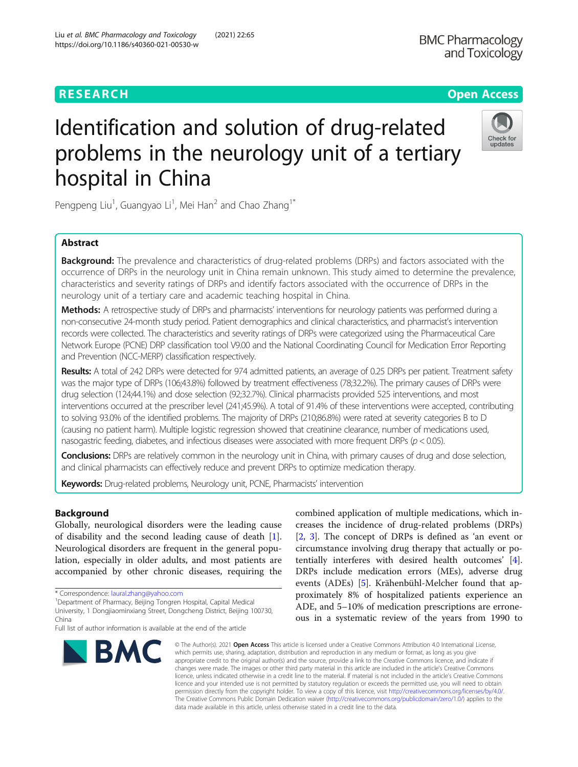# Identification and solution of drug-related problems in the neurology unit of a tertiary hospital in China

Pengpeng Liu[1], Guangyao Li[1], Mei Han[2] and Chao Zhang[1*]

## Abstract

**Background:** The prevalence and characteristics of drug-related problems (DRPs) and factors associated with the occurrence of DRPs in the neurology unit in China remain unknown. This study aimed to determine the prevalence, characteristics and severity ratings of DRPs and identify factors associated with the occurrence of DRPs in the neurology unit of a tertiary care and academic teaching hospital in China.

**Methods:** A retrospective study of DRPs and pharmacists' interventions for neurology patients was performed during a non-consecutive 24-month study period. Patient demographics and clinical characteristics, and pharmacist's intervention records were collected. The characteristics and severity ratings of DRPs were categorized using the Pharmaceutical Care Network Europe (PCNE) DRP classification tool V9.00 and the National Coordinating Council for Medication Error Reporting and Prevention (NCC-MERP) classification respectively.

**Results:** A total of 242 DRPs were detected for 974 admitted patients, an average of 0.25 DRPs per patient. Treatment safety was the major type of DRPs (106;43.8%) followed by treatment effectiveness (78;32.2%). The primary causes of DRPs were drug selection (124;44.1%) and dose selection (92;32.7%). Clinical pharmacists provided 525 interventions, and most interventions occurred at the prescriber level (241;45.9%). A total of 91.4% of these interventions were accepted, contributing to solving 93.0% of the identified problems. The majority of DRPs (210;86.8%) were rated at severity categories B to D (causing no patient harm). Multiple logistic regression showed that creatinine clearance, number of medications used, nasogastric feeding, diabetes, and infectious diseases were associated with more frequent DRPs ($p < 0.05$).

**Conclusions:** DRPs are relatively common in the neurology unit in China, with primary causes of drug and dose selection, and clinical pharmacists can effectively reduce and prevent DRPs to optimize medication therapy.

**Keywords:** Drug-related problems, Neurology unit, PCNE, Pharmacists' intervention

## Background

Globally, neurological disorders were the leading cause of disability and the second leading cause of death [1]. Neurological disorders are frequent in the general population, especially in older adults, and most patients are accompanied by other chronic diseases, requiring the combined application of multiple medications, which increases the incidence of drug-related problems (DRPs) [2, 3]. The concept of DRPs is defined as 'an event or circumstance involving drug therapy that actually or potentially interferes with desired health outcomes' [4]. DRPs include medication errors (MEs), adverse drug events (ADEs) [5]. Krähenbühl-Melcher found that approximately 8% of hospitalized patients experience an ADE, and 5–10% of medication prescriptions are erroneous in a systematic review of the years from 1990 to

\* Correspondence: laural.zhang@yahoo.com
[1]Department of Pharmacy, Beijing Tongren Hospital, Capital Medical University, 1 Dongjiaominxiang Street, Dongcheng District, Beijing 100730, China
Full list of author information is available at the end of the article

© The Author(s). 2021 **Open Access** This article is licensed under a Creative Commons Attribution 4.0 International License, which permits use, sharing, adaptation, distribution and reproduction in any medium or format, as long as you give appropriate credit to the original author(s) and the source, provide a link to the Creative Commons licence, and indicate if changes were made. The images or other third party material in this article are included in the article's Creative Commons licence, unless indicated otherwise in a credit line to the material. If material is not included in the article's Creative Commons licence and your intended use is not permitted by statutory regulation or exceeds the permitted use, you will need to obtain permission directly from the copyright holder. To view a copy of this licence, visit http://creativecommons.org/licenses/by/4.0/. The Creative Commons Public Domain Dedication waiver (http://creativecommons.org/publicdomain/zero/1.0/) applies to the data made available in this article, unless otherwise stated in a credit line to the data.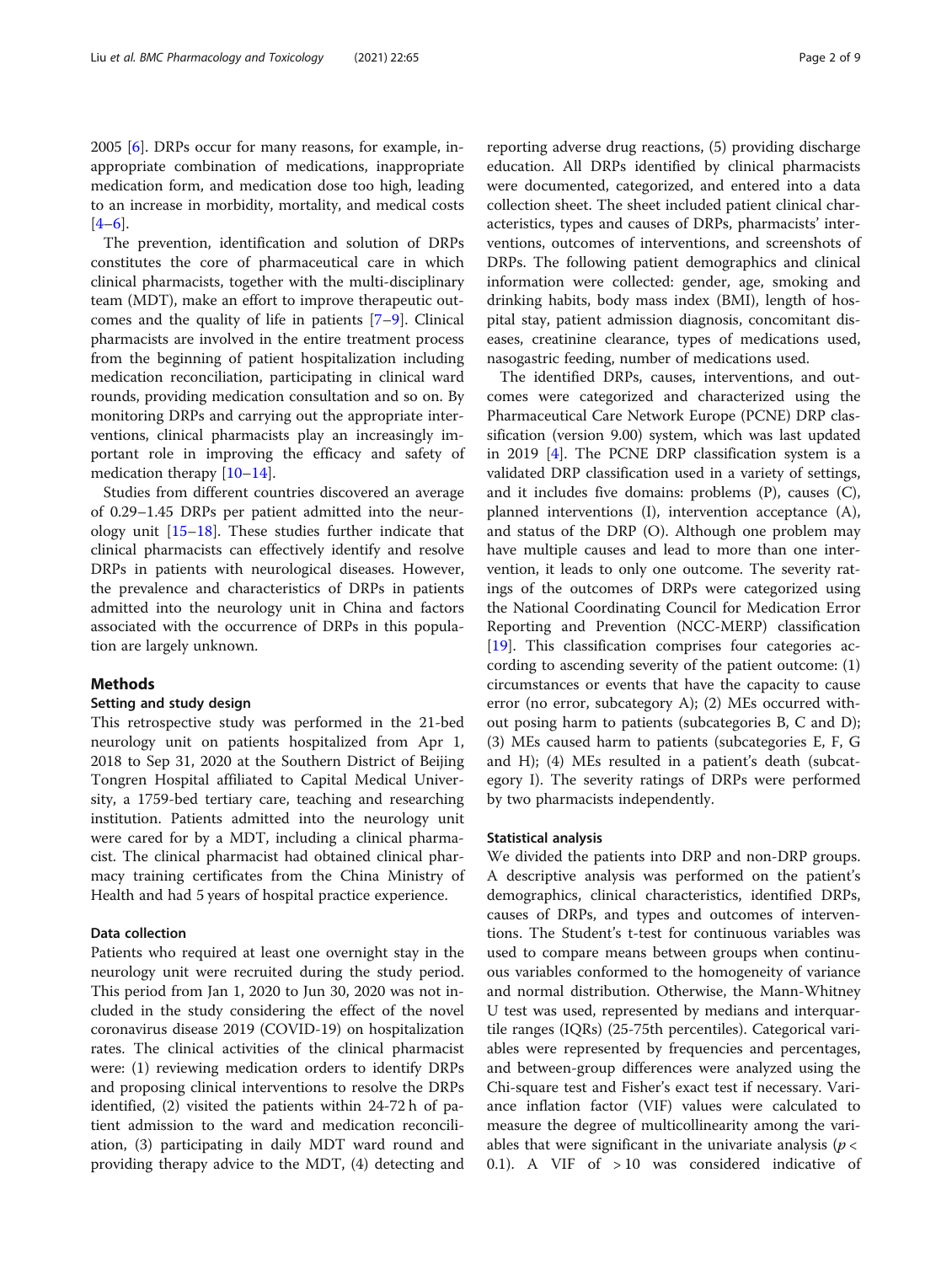2005 [6]. DRPs occur for many reasons, for example, inappropriate combination of medications, inappropriate medication form, and medication dose too high, leading to an increase in morbidity, mortality, and medical costs [4–6].

The prevention, identification and solution of DRPs constitutes the core of pharmaceutical care in which clinical pharmacists, together with the multi-disciplinary team (MDT), make an effort to improve therapeutic outcomes and the quality of life in patients [7–9]. Clinical pharmacists are involved in the entire treatment process from the beginning of patient hospitalization including medication reconciliation, participating in clinical ward rounds, providing medication consultation and so on. By monitoring DRPs and carrying out the appropriate interventions, clinical pharmacists play an increasingly important role in improving the efficacy and safety of medication therapy [10–14].

Studies from different countries discovered an average of 0.29–1.45 DRPs per patient admitted into the neurology unit [15–18]. These studies further indicate that clinical pharmacists can effectively identify and resolve DRPs in patients with neurological diseases. However, the prevalence and characteristics of DRPs in patients admitted into the neurology unit in China and factors associated with the occurrence of DRPs in this population are largely unknown.

## Methods

### Setting and study design

This retrospective study was performed in the 21-bed neurology unit on patients hospitalized from Apr 1, 2018 to Sep 31, 2020 at the Southern District of Beijing Tongren Hospital affiliated to Capital Medical University, a 1759-bed tertiary care, teaching and researching institution. Patients admitted into the neurology unit were cared for by a MDT, including a clinical pharmacist. The clinical pharmacist had obtained clinical pharmacy training certificates from the China Ministry of Health and had 5 years of hospital practice experience.

### Data collection

Patients who required at least one overnight stay in the neurology unit were recruited during the study period. This period from Jan 1, 2020 to Jun 30, 2020 was not included in the study considering the effect of the novel coronavirus disease 2019 (COVID-19) on hospitalization rates. The clinical activities of the clinical pharmacist were: (1) reviewing medication orders to identify DRPs and proposing clinical interventions to resolve the DRPs identified, (2) visited the patients within 24-72 h of patient admission to the ward and medication reconciliation, (3) participating in daily MDT ward round and providing therapy advice to the MDT, (4) detecting and reporting adverse drug reactions, (5) providing discharge education. All DRPs identified by clinical pharmacists were documented, categorized, and entered into a data collection sheet. The sheet included patient clinical characteristics, types and causes of DRPs, pharmacists' interventions, outcomes of interventions, and screenshots of DRPs. The following patient demographics and clinical information were collected: gender, age, smoking and drinking habits, body mass index (BMI), length of hospital stay, patient admission diagnosis, concomitant diseases, creatinine clearance, types of medications used, nasogastric feeding, number of medications used.

The identified DRPs, causes, interventions, and outcomes were categorized and characterized using the Pharmaceutical Care Network Europe (PCNE) DRP classification (version 9.00) system, which was last updated in 2019 [4]. The PCNE DRP classification system is a validated DRP classification used in a variety of settings, and it includes five domains: problems (P), causes (C), planned interventions (I), intervention acceptance (A), and status of the DRP (O). Although one problem may have multiple causes and lead to more than one intervention, it leads to only one outcome. The severity ratings of the outcomes of DRPs were categorized using the National Coordinating Council for Medication Error Reporting and Prevention (NCC-MERP) classification [19]. This classification comprises four categories according to ascending severity of the patient outcome: (1) circumstances or events that have the capacity to cause error (no error, subcategory A); (2) MEs occurred without posing harm to patients (subcategories B, C and D); (3) MEs caused harm to patients (subcategories E, F, G and H); (4) MEs resulted in a patient's death (subcategory I). The severity ratings of DRPs were performed by two pharmacists independently.

### Statistical analysis

We divided the patients into DRP and non-DRP groups. A descriptive analysis was performed on the patient's demographics, clinical characteristics, identified DRPs, causes of DRPs, and types and outcomes of interventions. The Student's t-test for continuous variables was used to compare means between groups when continuous variables conformed to the homogeneity of variance and normal distribution. Otherwise, the Mann-Whitney U test was used, represented by medians and interquartile ranges (IQRs) (25-75th percentiles). Categorical variables were represented by frequencies and percentages, and between-group differences were analyzed using the Chi-square test and Fisher's exact test if necessary. Variance inflation factor (VIF) values were calculated to measure the degree of multicollinearity among the variables that were significant in the univariate analysis ($p < 0.1$). A VIF of $> 10$ was considered indicative of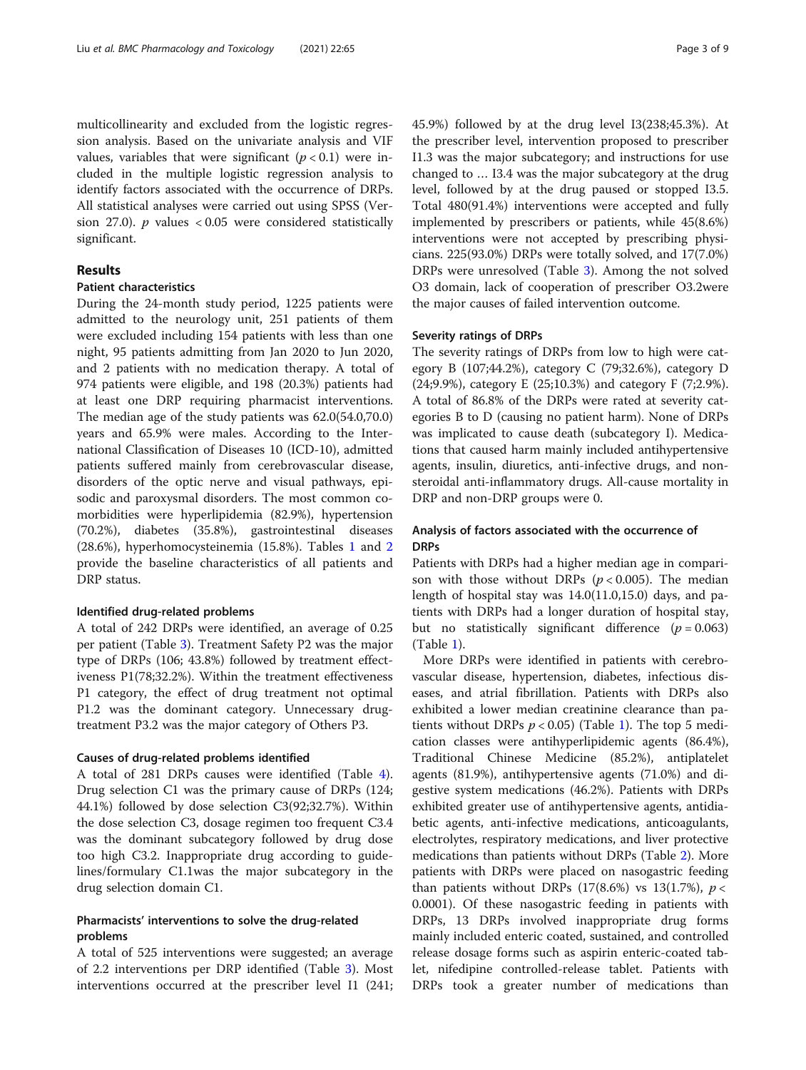multicollinearity and excluded from the logistic regression analysis. Based on the univariate analysis and VIF values, variables that were significant ($p < 0.1$) were included in the multiple logistic regression analysis to identify factors associated with the occurrence of DRPs. All statistical analyses were carried out using SPSS (Version 27.0). $p$ values $< 0.05$ were considered statistically significant.

## Results

### Patient characteristics

During the 24-month study period, 1225 patients were admitted to the neurology unit, 251 patients of them were excluded including 154 patients with less than one night, 95 patients admitting from Jan 2020 to Jun 2020, and 2 patients with no medication therapy. A total of 974 patients were eligible, and 198 (20.3%) patients had at least one DRP requiring pharmacist interventions. The median age of the study patients was 62.0(54.0,70.0) years and 65.9% were males. According to the International Classification of Diseases 10 (ICD-10), admitted patients suffered mainly from cerebrovascular disease, disorders of the optic nerve and visual pathways, episodic and paroxysmal disorders. The most common comorbidities were hyperlipidemia (82.9%), hypertension (70.2%), diabetes (35.8%), gastrointestinal diseases (28.6%), hyperhomocysteinemia (15.8%). Tables 1 and 2 provide the baseline characteristics of all patients and DRP status.

#### Identified drug-related problems

A total of 242 DRPs were identified, an average of 0.25 per patient (Table 3). Treatment Safety P2 was the major type of DRPs (106; 43.8%) followed by treatment effectiveness P1(78;32.2%). Within the treatment effectiveness P1 category, the effect of drug treatment not optimal P1.2 was the dominant category. Unnecessary drug-treatment P3.2 was the major category of Others P3.

#### Causes of drug-related problems identified

A total of 281 DRPs causes were identified (Table 4). Drug selection C1 was the primary cause of DRPs (124; 44.1%) followed by dose selection C3(92;32.7%). Within the dose selection C3, dosage regimen too frequent C3.4 was the dominant subcategory followed by drug dose too high C3.2. Inappropriate drug according to guidelines/formulary C1.1was the major subcategory in the drug selection domain C1.

#### Pharmacists' interventions to solve the drug-related problems

A total of 525 interventions were suggested; an average of 2.2 interventions per DRP identified (Table 3). Most interventions occurred at the prescriber level I1 (241; 45.9%) followed by at the drug level I3(238;45.3%). At the prescriber level, intervention proposed to prescriber I1.3 was the major subcategory; and instructions for use changed to … I3.4 was the major subcategory at the drug level, followed by at the drug paused or stopped I3.5. Total 480(91.4%) interventions were accepted and fully implemented by prescribers or patients, while 45(8.6%) interventions were not accepted by prescribing physicians. 225(93.0%) DRPs were totally solved, and 17(7.0%) DRPs were unresolved (Table 3). Among the not solved O3 domain, lack of cooperation of prescriber O3.2were the major causes of failed intervention outcome.

#### Severity ratings of DRPs

The severity ratings of DRPs from low to high were category B (107;44.2%), category C (79;32.6%), category D (24;9.9%), category E (25;10.3%) and category F (7;2.9%). A total of 86.8% of the DRPs were rated at severity categories B to D (causing no patient harm). None of DRPs was implicated to cause death (subcategory I). Medications that caused harm mainly included antihypertensive agents, insulin, diuretics, anti-infective drugs, and non-steroidal anti-inflammatory drugs. All-cause mortality in DRP and non-DRP groups were 0.

### Analysis of factors associated with the occurrence of DRPs

Patients with DRPs had a higher median age in comparison with those without DRPs ($p < 0.005$). The median length of hospital stay was 14.0(11.0,15.0) days, and patients with DRPs had a longer duration of hospital stay, but no statistically significant difference ($p = 0.063$) (Table 1).

More DRPs were identified in patients with cerebrovascular disease, hypertension, diabetes, infectious diseases, and atrial fibrillation. Patients with DRPs also exhibited a lower median creatinine clearance than patients without DRPs $p < 0.05$) (Table 1). The top 5 medication classes were antihyperlipidemic agents (86.4%), Traditional Chinese Medicine (85.2%), antiplatelet agents (81.9%), antihypertensive agents (71.0%) and digestive system medications (46.2%). Patients with DRPs exhibited greater use of antihypertensive agents, antidiabetic agents, anti-infective medications, anticoagulants, electrolytes, respiratory medications, and liver protective medications than patients without DRPs (Table 2). More patients with DRPs were placed on nasogastric feeding than patients without DRPs (17(8.6%) vs 13(1.7%), $p < 0.0001$). Of these nasogastric feeding in patients with DRPs, 13 DRPs involved inappropriate drug forms mainly included enteric coated, sustained, and controlled release dosage forms such as aspirin enteric-coated tablet, nifedipine controlled-release tablet. Patients with DRPs took a greater number of medications than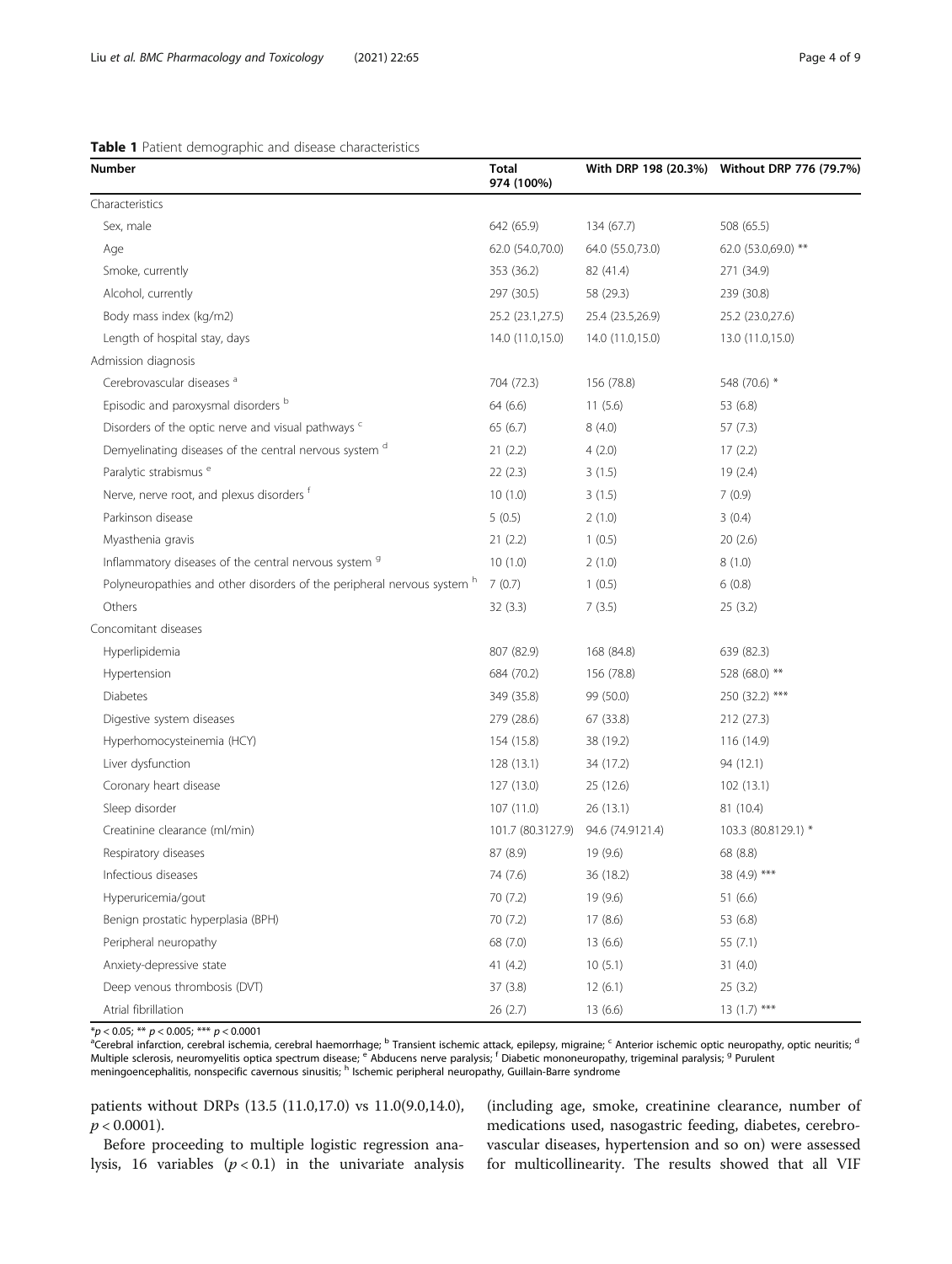**Table 1** Patient demographic and disease characteristics

| Number | Total 974 (100%) | With DRP 198 (20.3%) | Without DRP 776 (79.7%) |
|---|---|---|---|
| Characteristics | | | |
| Sex, male | 642 (65.9) | 134 (67.7) | 508 (65.5) |
| Age | 62.0 (54.0,70.0) | 64.0 (55.0,73.0) | 62.0 (53.0,69.0) ** |
| Smoke, currently | 353 (36.2) | 82 (41.4) | 271 (34.9) |
| Alcohol, currently | 297 (30.5) | 58 (29.3) | 239 (30.8) |
| Body mass index (kg/m2) | 25.2 (23.1,27.5) | 25.4 (23.5,26.9) | 25.2 (23.0,27.6) |
| Length of hospital stay, days | 14.0 (11.0,15.0) | 14.0 (11.0,15.0) | 13.0 (11.0,15.0) |
| Admission diagnosis | | | |
| Cerebrovascular diseases [a] | 704 (72.3) | 156 (78.8) | 548 (70.6) * |
| Episodic and paroxysmal disorders [b] | 64 (6.6) | 11 (5.6) | 53 (6.8) |
| Disorders of the optic nerve and visual pathways [c] | 65 (6.7) | 8 (4.0) | 57 (7.3) |
| Demyelinating diseases of the central nervous system [d] | 21 (2.2) | 4 (2.0) | 17 (2.2) |
| Paralytic strabismus [e] | 22 (2.3) | 3 (1.5) | 19 (2.4) |
| Nerve, nerve root, and plexus disorders [f] | 10 (1.0) | 3 (1.5) | 7 (0.9) |
| Parkinson disease | 5 (0.5) | 2 (1.0) | 3 (0.4) |
| Myasthenia gravis | 21 (2.2) | 1 (0.5) | 20 (2.6) |
| Inflammatory diseases of the central nervous system [g] | 10 (1.0) | 2 (1.0) | 8 (1.0) |
| Polyneuropathies and other disorders of the peripheral nervous system [h] | 7 (0.7) | 1 (0.5) | 6 (0.8) |
| Others | 32 (3.3) | 7 (3.5) | 25 (3.2) |
| Concomitant diseases | | | |
| Hyperlipidemia | 807 (82.9) | 168 (84.8) | 639 (82.3) |
| Hypertension | 684 (70.2) | 156 (78.8) | 528 (68.0) ** |
| Diabetes | 349 (35.8) | 99 (50.0) | 250 (32.2) *** |
| Digestive system diseases | 279 (28.6) | 67 (33.8) | 212 (27.3) |
| Hyperhomocysteinemia (HCY) | 154 (15.8) | 38 (19.2) | 116 (14.9) |
| Liver dysfunction | 128 (13.1) | 34 (17.2) | 94 (12.1) |
| Coronary heart disease | 127 (13.0) | 25 (12.6) | 102 (13.1) |
| Sleep disorder | 107 (11.0) | 26 (13.1) | 81 (10.4) |
| Creatinine clearance (ml/min) | 101.7 (80.3127.9) | 94.6 (74.9121.4) | 103.3 (80.8129.1) * |
| Respiratory diseases | 87 (8.9) | 19 (9.6) | 68 (8.8) |
| Infectious diseases | 74 (7.6) | 36 (18.2) | 38 (4.9) *** |
| Hyperuricemia/gout | 70 (7.2) | 19 (9.6) | 51 (6.6) |
| Benign prostatic hyperplasia (BPH) | 70 (7.2) | 17 (8.6) | 53 (6.8) |
| Peripheral neuropathy | 68 (7.0) | 13 (6.6) | 55 (7.1) |
| Anxiety-depressive state | 41 (4.2) | 10 (5.1) | 31 (4.0) |
| Deep venous thrombosis (DVT) | 37 (3.8) | 12 (6.1) | 25 (3.2) |
| Atrial fibrillation | 26 (2.7) | 13 (6.6) | 13 (1.7) *** |

*$p < 0.05$; ** $p < 0.005$; *** $p < 0.0001$

[a]Cerebral infarction, cerebral ischemia, cerebral haemorrhage; [b] Transient ischemic attack, epilepsy, migraine; [c] Anterior ischemic optic neuropathy, optic neuritis; [d] Multiple sclerosis, neuromyelitis optica spectrum disease; [e] Abducens nerve paralysis; [f] Diabetic mononeuropathy, trigeminal paralysis; [g] Purulent meningoencephalitis, nonspecific cavernous sinusitis; [h] Ischemic peripheral neuropathy, Guillain-Barre syndrome

patients without DRPs (13.5 (11.0,17.0) vs 11.0(9.0,14.0), $p < 0.0001$).

Before proceeding to multiple logistic regression analysis, 16 variables ($p < 0.1$) in the univariate analysis (including age, smoke, creatinine clearance, number of medications used, nasogastric feeding, diabetes, cerebrovascular diseases, hypertension and so on) were assessed for multicollinearity. The results showed that all VIF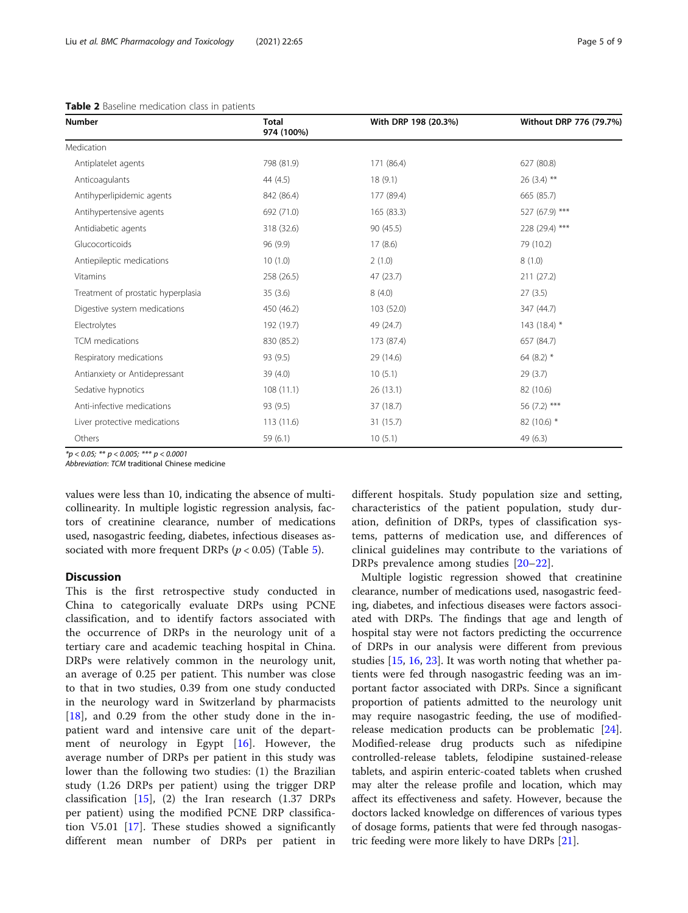**Table 2** Baseline medication class in patients

| Number | Total 974 (100%) | With DRP 198 (20.3%) | Without DRP 776 (79.7%) |
|---|---|---|---|
| Medication | | | |
| Antiplatelet agents | 798 (81.9) | 171 (86.4) | 627 (80.8) |
| Anticoagulants | 44 (4.5) | 18 (9.1) | 26 (3.4) ** |
| Antihyperlipidemic agents | 842 (86.4) | 177 (89.4) | 665 (85.7) |
| Antihypertensive agents | 692 (71.0) | 165 (83.3) | 527 (67.9) *** |
| Antidiabetic agents | 318 (32.6) | 90 (45.5) | 228 (29.4) *** |
| Glucocorticoids | 96 (9.9) | 17 (8.6) | 79 (10.2) |
| Antiepileptic medications | 10 (1.0) | 2 (1.0) | 8 (1.0) |
| Vitamins | 258 (26.5) | 47 (23.7) | 211 (27.2) |
| Treatment of prostatic hyperplasia | 35 (3.6) | 8 (4.0) | 27 (3.5) |
| Digestive system medications | 450 (46.2) | 103 (52.0) | 347 (44.7) |
| Electrolytes | 192 (19.7) | 49 (24.7) | 143 (18.4) * |
| TCM medications | 830 (85.2) | 173 (87.4) | 657 (84.7) |
| Respiratory medications | 93 (9.5) | 29 (14.6) | 64 (8.2) * |
| Antianxiety or Antidepressant | 39 (4.0) | 10 (5.1) | 29 (3.7) |
| Sedative hypnotics | 108 (11.1) | 26 (13.1) | 82 (10.6) |
| Anti-infective medications | 93 (9.5) | 37 (18.7) | 56 (7.2) *** |
| Liver protective medications | 113 (11.6) | 31 (15.7) | 82 (10.6) * |
| Others | 59 (6.1) | 10 (5.1) | 49 (6.3) |

*$p < 0.05$; ** $p < 0.005$; *** $p < 0.0001$*

*Abbreviation*: *TCM* traditional Chinese medicine

values were less than 10, indicating the absence of multicollinearity. In multiple logistic regression analysis, factors of creatinine clearance, number of medications used, nasogastric feeding, diabetes, infectious diseases associated with more frequent DRPs ($p < 0.05$) (Table 5).

## Discussion

This is the first retrospective study conducted in China to categorically evaluate DRPs using PCNE classification, and to identify factors associated with the occurrence of DRPs in the neurology unit of a tertiary care and academic teaching hospital in China. DRPs were relatively common in the neurology unit, an average of 0.25 per patient. This number was close to that in two studies, 0.39 from one study conducted in the neurology ward in Switzerland by pharmacists [18], and 0.29 from the other study done in the inpatient ward and intensive care unit of the department of neurology in Egypt [16]. However, the average number of DRPs per patient in this study was lower than the following two studies: (1) the Brazilian study (1.26 DRPs per patient) using the trigger DRP classification [15], (2) the Iran research (1.37 DRPs per patient) using the modified PCNE DRP classification V5.01 [17]. These studies showed a significantly different mean number of DRPs per patient in different hospitals. Study population size and setting, characteristics of the patient population, study duration, definition of DRPs, types of classification systems, patterns of medication use, and differences of clinical guidelines may contribute to the variations of DRPs prevalence among studies [20–22].

Multiple logistic regression showed that creatinine clearance, number of medications used, nasogastric feeding, diabetes, and infectious diseases were factors associated with DRPs. The findings that age and length of hospital stay were not factors predicting the occurrence of DRPs in our analysis were different from previous studies [15, 16, 23]. It was worth noting that whether patients were fed through nasogastric feeding was an important factor associated with DRPs. Since a significant proportion of patients admitted to the neurology unit may require nasogastric feeding, the use of modified-release medication products can be problematic [24]. Modified-release drug products such as nifedipine controlled-release tablets, felodipine sustained-release tablets, and aspirin enteric-coated tablets when crushed may alter the release profile and location, which may affect its effectiveness and safety. However, because the doctors lacked knowledge on differences of various types of dosage forms, patients that were fed through nasogastric feeding were more likely to have DRPs [21].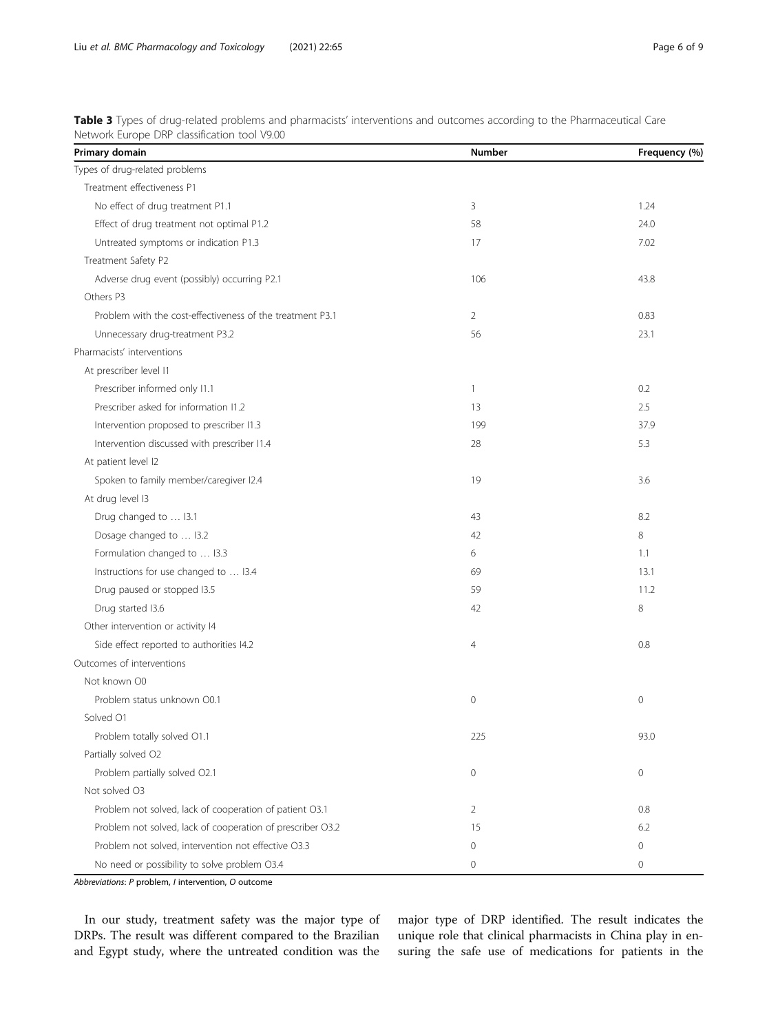**Table 3** Types of drug-related problems and pharmacists' interventions and outcomes according to the Pharmaceutical Care Network Europe DRP classification tool V9.00

| Primary domain | Number | Frequency (%) |
|---|---|---|
| Types of drug-related problems | | |
| Treatment effectiveness P1 | | |
| No effect of drug treatment P1.1 | 3 | 1.24 |
| Effect of drug treatment not optimal P1.2 | 58 | 24.0 |
| Untreated symptoms or indication P1.3 | 17 | 7.02 |
| Treatment Safety P2 | | |
| Adverse drug event (possibly) occurring P2.1 | 106 | 43.8 |
| Others P3 | | |
| Problem with the cost-effectiveness of the treatment P3.1 | 2 | 0.83 |
| Unnecessary drug-treatment P3.2 | 56 | 23.1 |
| Pharmacists' interventions | | |
| At prescriber level I1 | | |
| Prescriber informed only I1.1 | 1 | 0.2 |
| Prescriber asked for information I1.2 | 13 | 2.5 |
| Intervention proposed to prescriber I1.3 | 199 | 37.9 |
| Intervention discussed with prescriber I1.4 | 28 | 5.3 |
| At patient level I2 | | |
| Spoken to family member/caregiver I2.4 | 19 | 3.6 |
| At drug level I3 | | |
| Drug changed to … I3.1 | 43 | 8.2 |
| Dosage changed to … I3.2 | 42 | 8 |
| Formulation changed to … I3.3 | 6 | 1.1 |
| Instructions for use changed to … I3.4 | 69 | 13.1 |
| Drug paused or stopped I3.5 | 59 | 11.2 |
| Drug started I3.6 | 42 | 8 |
| Other intervention or activity I4 | | |
| Side effect reported to authorities I4.2 | 4 | 0.8 |
| Outcomes of interventions | | |
| Not known O0 | | |
| Problem status unknown O0.1 | 0 | 0 |
| Solved O1 | | |
| Problem totally solved O1.1 | 225 | 93.0 |
| Partially solved O2 | | |
| Problem partially solved O2.1 | 0 | 0 |
| Not solved O3 | | |
| Problem not solved, lack of cooperation of patient O3.1 | 2 | 0.8 |
| Problem not solved, lack of cooperation of prescriber O3.2 | 15 | 6.2 |
| Problem not solved, intervention not effective O3.3 | 0 | 0 |
| No need or possibility to solve problem O3.4 | 0 | 0 |

*Abbreviations*: *P* problem, *I* intervention, *O* outcome

In our study, treatment safety was the major type of DRPs. The result was different compared to the Brazilian and Egypt study, where the untreated condition was the major type of DRP identified. The result indicates the unique role that clinical pharmacists in China play in ensuring the safe use of medications for patients in the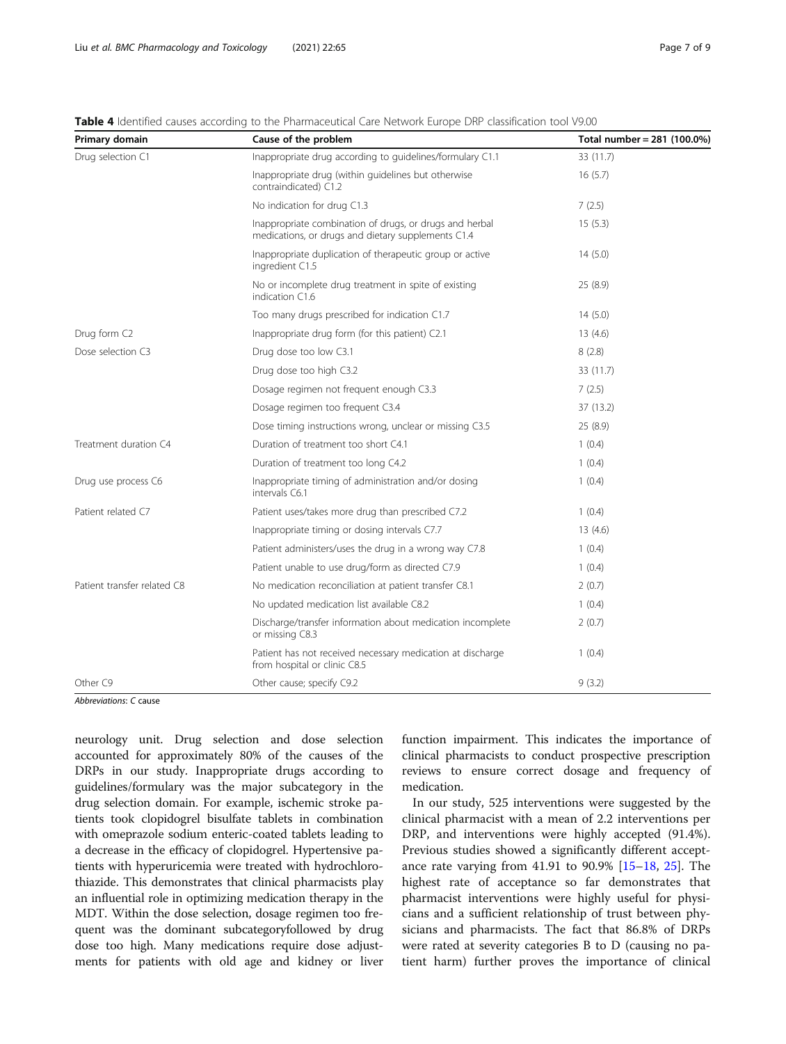**Table 4** Identified causes according to the Pharmaceutical Care Network Europe DRP classification tool V9.00

| Primary domain | Cause of the problem | Total number = 281 (100.0%) |
|---|---|---|
| Drug selection C1 | Inappropriate drug according to guidelines/formulary C1.1 | 33 (11.7) |
| | Inappropriate drug (within guidelines but otherwise contraindicated) C1.2 | 16 (5.7) |
| | No indication for drug C1.3 | 7 (2.5) |
| | Inappropriate combination of drugs, or drugs and herbal medications, or drugs and dietary supplements C1.4 | 15 (5.3) |
| | Inappropriate duplication of therapeutic group or active ingredient C1.5 | 14 (5.0) |
| | No or incomplete drug treatment in spite of existing indication C1.6 | 25 (8.9) |
| | Too many drugs prescribed for indication C1.7 | 14 (5.0) |
| Drug form C2 | Inappropriate drug form (for this patient) C2.1 | 13 (4.6) |
| Dose selection C3 | Drug dose too low C3.1 | 8 (2.8) |
| | Drug dose too high C3.2 | 33 (11.7) |
| | Dosage regimen not frequent enough C3.3 | 7 (2.5) |
| | Dosage regimen too frequent C3.4 | 37 (13.2) |
| | Dose timing instructions wrong, unclear or missing C3.5 | 25 (8.9) |
| Treatment duration C4 | Duration of treatment too short C4.1 | 1 (0.4) |
| | Duration of treatment too long C4.2 | 1 (0.4) |
| Drug use process C6 | Inappropriate timing of administration and/or dosing intervals C6.1 | 1 (0.4) |
| Patient related C7 | Patient uses/takes more drug than prescribed C7.2 | 1 (0.4) |
| | Inappropriate timing or dosing intervals C7.7 | 13 (4.6) |
| | Patient administers/uses the drug in a wrong way C7.8 | 1 (0.4) |
| | Patient unable to use drug/form as directed C7.9 | 1 (0.4) |
| Patient transfer related C8 | No medication reconciliation at patient transfer C8.1 | 2 (0.7) |
| | No updated medication list available C8.2 | 1 (0.4) |
| | Discharge/transfer information about medication incomplete or missing C8.3 | 2 (0.7) |
| | Patient has not received necessary medication at discharge from hospital or clinic C8.5 | 1 (0.4) |
| Other C9 | Other cause; specify C9.2 | 9 (3.2) |

*Abbreviations*: *C* cause

neurology unit. Drug selection and dose selection accounted for approximately 80% of the causes of the DRPs in our study. Inappropriate drugs according to guidelines/formulary was the major subcategory in the drug selection domain. For example, ischemic stroke patients took clopidogrel bisulfate tablets in combination with omeprazole sodium enteric-coated tablets leading to a decrease in the efficacy of clopidogrel. Hypertensive patients with hyperuricemia were treated with hydrochlorothiazide. This demonstrates that clinical pharmacists play an influential role in optimizing medication therapy in the MDT. Within the dose selection, dosage regimen too frequent was the dominant subcategoryfollowed by drug dose too high. Many medications require dose adjustments for patients with old age and kidney or liver function impairment. This indicates the importance of clinical pharmacists to conduct prospective prescription reviews to ensure correct dosage and frequency of medication.

In our study, 525 interventions were suggested by the clinical pharmacist with a mean of 2.2 interventions per DRP, and interventions were highly accepted (91.4%). Previous studies showed a significantly different acceptance rate varying from 41.91 to 90.9% [15–18, 25]. The highest rate of acceptance so far demonstrates that pharmacist interventions were highly useful for physicians and a sufficient relationship of trust between physicians and pharmacists. The fact that 86.8% of DRPs were rated at severity categories B to D (causing no patient harm) further proves the importance of clinical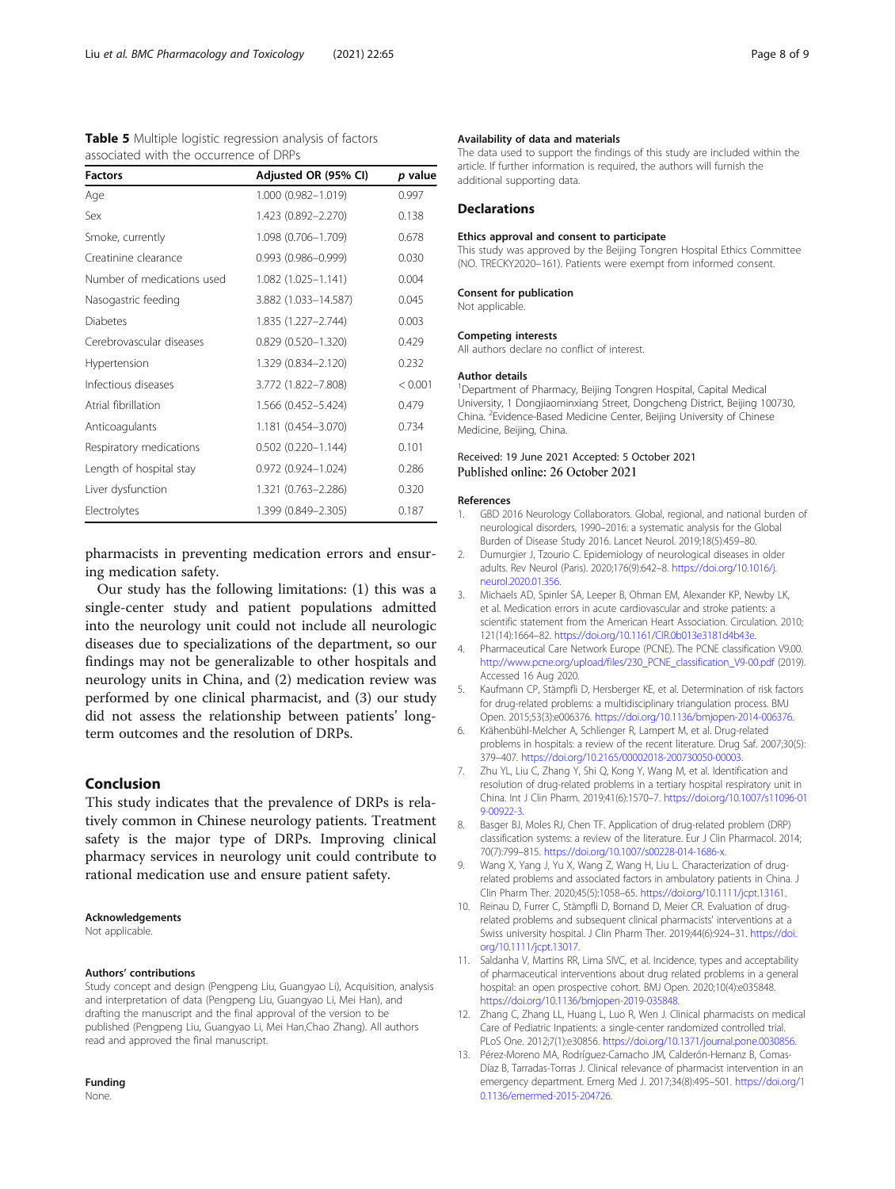**Table 5** Multiple logistic regression analysis of factors associated with the occurrence of DRPs

| Factors | Adjusted OR (95% CI) | *p* value |
|---|---|---|
| Age | 1.000 (0.982–1.019) | 0.997 |
| Sex | 1.423 (0.892–2.270) | 0.138 |
| Smoke, currently | 1.098 (0.706–1.709) | 0.678 |
| Creatinine clearance | 0.993 (0.986–0.999) | 0.030 |
| Number of medications used | 1.082 (1.025–1.141) | 0.004 |
| Nasogastric feeding | 3.882 (1.033–14.587) | 0.045 |
| Diabetes | 1.835 (1.227–2.744) | 0.003 |
| Cerebrovascular diseases | 0.829 (0.520–1.320) | 0.429 |
| Hypertension | 1.329 (0.834–2.120) | 0.232 |
| Infectious diseases | 3.772 (1.822–7.808) | < 0.001 |
| Atrial fibrillation | 1.566 (0.452–5.424) | 0.479 |
| Anticoagulants | 1.181 (0.454–3.070) | 0.734 |
| Respiratory medications | 0.502 (0.220–1.144) | 0.101 |
| Length of hospital stay | 0.972 (0.924–1.024) | 0.286 |
| Liver dysfunction | 1.321 (0.763–2.286) | 0.320 |
| Electrolytes | 1.399 (0.849–2.305) | 0.187 |

pharmacists in preventing medication errors and ensuring medication safety.

Our study has the following limitations: (1) this was a single-center study and patient populations admitted into the neurology unit could not include all neurologic diseases due to specializations of the department, so our findings may not be generalizable to other hospitals and neurology units in China, and (2) medication review was performed by one clinical pharmacist, and (3) our study did not assess the relationship between patients' long-term outcomes and the resolution of DRPs.

## Conclusion

This study indicates that the prevalence of DRPs is relatively common in Chinese neurology patients. Treatment safety is the major type of DRPs. Improving clinical pharmacy services in neurology unit could contribute to rational medication use and ensure patient safety.

### Acknowledgements

Not applicable.

### Authors' contributions

Study concept and design (Pengpeng Liu, Guangyao Li), Acquisition, analysis and interpretation of data (Pengpeng Liu, Guangyao Li, Mei Han), and drafting the manuscript and the final approval of the version to be published (Pengpeng Liu, Guangyao Li, Mei Han,Chao Zhang). All authors read and approved the final manuscript.

### Funding

None.

### Availability of data and materials

The data used to support the findings of this study are included within the article. If further information is required, the authors will furnish the additional supporting data.

## Declarations

### Ethics approval and consent to participate

This study was approved by the Beijing Tongren Hospital Ethics Committee (NO. TRECKY2020–161). Patients were exempt from informed consent.

### Consent for publication

Not applicable.

### Competing interests

All authors declare no conflict of interest.

### Author details

[1]Department of Pharmacy, Beijing Tongren Hospital, Capital Medical University, 1 Dongjiaominxiang Street, Dongcheng District, Beijing 100730, China. [2]Evidence-Based Medicine Center, Beijing University of Chinese Medicine, Beijing, China.

Received: 19 June 2021 Accepted: 5 October 2021
Published online: 26 October 2021

### References

1. GBD 2016 Neurology Collaborators. Global, regional, and national burden of neurological disorders, 1990–2016: a systematic analysis for the Global Burden of Disease Study 2016. Lancet Neurol. 2019;18(5):459–80.
2. Dumurgier J, Tzourio C. Epidemiology of neurological diseases in older adults. Rev Neurol (Paris). 2020;176(9):642–8. https://doi.org/10.1016/j.neurol.2020.01.356.
3. Michaels AD, Spinler SA, Leeper B, Ohman EM, Alexander KP, Newby LK, et al. Medication errors in acute cardiovascular and stroke patients: a scientific statement from the American Heart Association. Circulation. 2010; 121(14):1664–82. https://doi.org/10.1161/CIR.0b013e3181d4b43e.
4. Pharmaceutical Care Network Europe (PCNE). The PCNE classification V9.00. http://www.pcne.org/upload/files/230_PCNE_classification_V9-00.pdf (2019). Accessed 16 Aug 2020.
5. Kaufmann CP, Stämpfli D, Hersberger KE, et al. Determination of risk factors for drug-related problems: a multidisciplinary triangulation process. BMJ Open. 2015;53(3):e006376. https://doi.org/10.1136/bmjopen-2014-006376.
6. Krähenbühl-Melcher A, Schlienger R, Lampert M, et al. Drug-related problems in hospitals: a review of the recent literature. Drug Saf. 2007;30(5): 379–407. https://doi.org/10.2165/00002018-200730050-00003.
7. Zhu YL, Liu C, Zhang Y, Shi Q, Kong Y, Wang M, et al. Identification and resolution of drug-related problems in a tertiary hospital respiratory unit in China. Int J Clin Pharm. 2019;41(6):1570–7. https://doi.org/10.1007/s11096-019-00922-3.
8. Basger BJ, Moles RJ, Chen TF. Application of drug-related problem (DRP) classification systems: a review of the literature. Eur J Clin Pharmacol. 2014; 70(7):799–815. https://doi.org/10.1007/s00228-014-1686-x.
9. Wang X, Yang J, Yu X, Wang Z, Wang H, Liu L. Characterization of drug-related problems and associated factors in ambulatory patients in China. J Clin Pharm Ther. 2020;45(5):1058–65. https://doi.org/10.1111/jcpt.13161.
10. Reinau D, Furrer C, Stämpfli D, Bornand D, Meier CR. Evaluation of drug-related problems and subsequent clinical pharmacists' interventions at a Swiss university hospital. J Clin Pharm Ther. 2019;44(6):924–31. https://doi.org/10.1111/jcpt.13017.
11. Saldanha V, Martins RR, Lima SIVC, et al. Incidence, types and acceptability of pharmaceutical interventions about drug related problems in a general hospital: an open prospective cohort. BMJ Open. 2020;10(4):e035848. https://doi.org/10.1136/bmjopen-2019-035848.
12. Zhang C, Zhang LL, Huang L, Luo R, Wen J. Clinical pharmacists on medical Care of Pediatric Inpatients: a single-center randomized controlled trial. PLoS One. 2012;7(1):e30856. https://doi.org/10.1371/journal.pone.0030856.
13. Pérez-Moreno MA, Rodríguez-Camacho JM, Calderón-Hernanz B, Comas-Díaz B, Tarradas-Torras J. Clinical relevance of pharmacist intervention in an emergency department. Emerg Med J. 2017;34(8):495–501. https://doi.org/10.1136/emermed-2015-204726.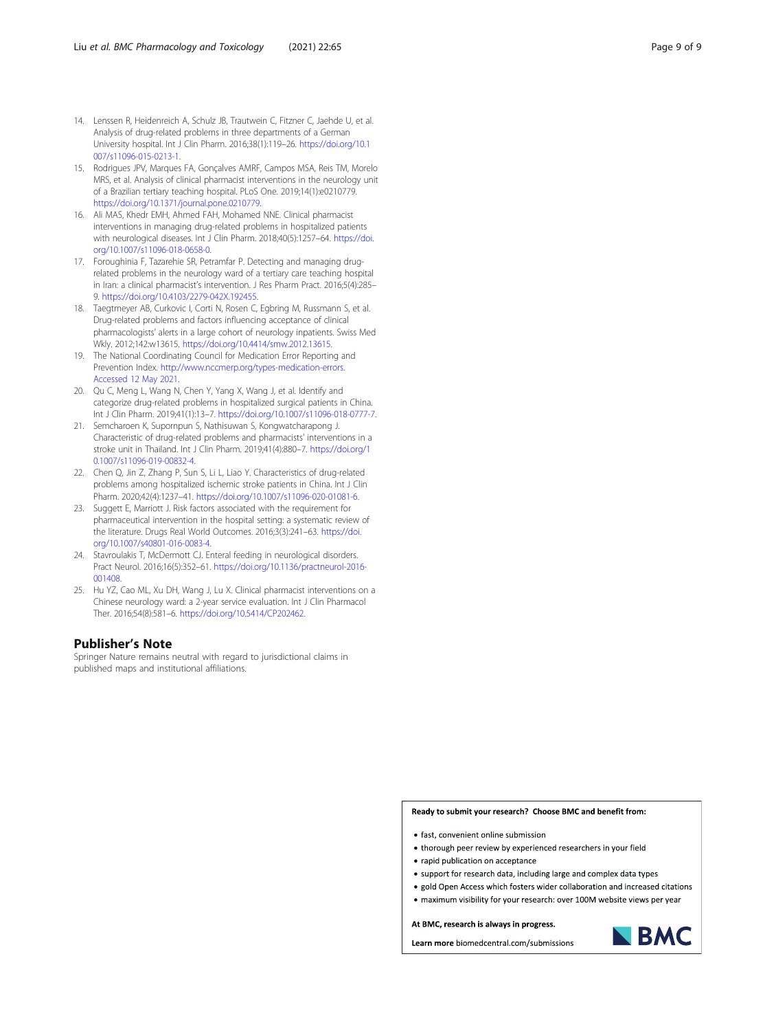14. Lenssen R, Heidenreich A, Schulz JB, Trautwein C, Fitzner C, Jaehde U, et al. Analysis of drug-related problems in three departments of a German University hospital. Int J Clin Pharm. 2016;38(1):119–26. https://doi.org/10.1007/s11096-015-0213-1.
15. Rodrigues JPV, Marques FA, Gonçalves AMRF, Campos MSA, Reis TM, Morelo MRS, et al. Analysis of clinical pharmacist interventions in the neurology unit of a Brazilian tertiary teaching hospital. PLoS One. 2019;14(1):e0210779. https://doi.org/10.1371/journal.pone.0210779.
16. Ali MAS, Khedr EMH, Ahmed FAH, Mohamed NNE. Clinical pharmacist interventions in managing drug-related problems in hospitalized patients with neurological diseases. Int J Clin Pharm. 2018;40(5):1257–64. https://doi.org/10.1007/s11096-018-0658-0.
17. Foroughinia F, Tazarehie SR, Petramfar P. Detecting and managing drug-related problems in the neurology ward of a tertiary care teaching hospital in Iran: a clinical pharmacist's intervention. J Res Pharm Pract. 2016;5(4):285–9. https://doi.org/10.4103/2279-042X.192455.
18. Taegtmeyer AB, Curkovic I, Corti N, Rosen C, Egbring M, Russmann S, et al. Drug-related problems and factors influencing acceptance of clinical pharmacologists' alerts in a large cohort of neurology inpatients. Swiss Med Wkly. 2012;142:w13615. https://doi.org/10.4414/smw.2012.13615.
19. The National Coordinating Council for Medication Error Reporting and Prevention Index. http://www.nccmerp.org/types-medication-errors. Accessed 12 May 2021.
20. Qu C, Meng L, Wang N, Chen Y, Yang X, Wang J, et al. Identify and categorize drug-related problems in hospitalized surgical patients in China. Int J Clin Pharm. 2019;41(1):13–7. https://doi.org/10.1007/s11096-018-0777-7.
21. Semcharoen K, Supornpun S, Nathisuwan S, Kongwatcharapong J. Characteristic of drug-related problems and pharmacists' interventions in a stroke unit in Thailand. Int J Clin Pharm. 2019;41(4):880–7. https://doi.org/10.1007/s11096-019-00832-4.
22. Chen Q, Jin Z, Zhang P, Sun S, Li L, Liao Y. Characteristics of drug-related problems among hospitalized ischemic stroke patients in China. Int J Clin Pharm. 2020;42(4):1237–41. https://doi.org/10.1007/s11096-020-01081-6.
23. Suggett E, Marriott J. Risk factors associated with the requirement for pharmaceutical intervention in the hospital setting: a systematic review of the literature. Drugs Real World Outcomes. 2016;3(3):241–63. https://doi.org/10.1007/s40801-016-0083-4.
24. Stavroulakis T, McDermott CJ. Enteral feeding in neurological disorders. Pract Neurol. 2016;16(5):352–61. https://doi.org/10.1136/practneurol-2016-001408.
25. Hu YZ, Cao ML, Xu DH, Wang J, Lu X. Clinical pharmacist interventions on a Chinese neurology ward: a 2-year service evaluation. Int J Clin Pharmacol Ther. 2016;54(8):581–6. https://doi.org/10.5414/CP202462.

## Publisher's Note

Springer Nature remains neutral with regard to jurisdictional claims in published maps and institutional affiliations.

**Ready to submit your research? Choose BMC and benefit from:**

- fast, convenient online submission
- thorough peer review by experienced researchers in your field
- rapid publication on acceptance
- support for research data, including large and complex data types
- gold Open Access which fosters wider collaboration and increased citations
- maximum visibility for your research: over 100M website views per year

**At BMC, research is always in progress.**

**Learn more** biomedcentral.com/submissions